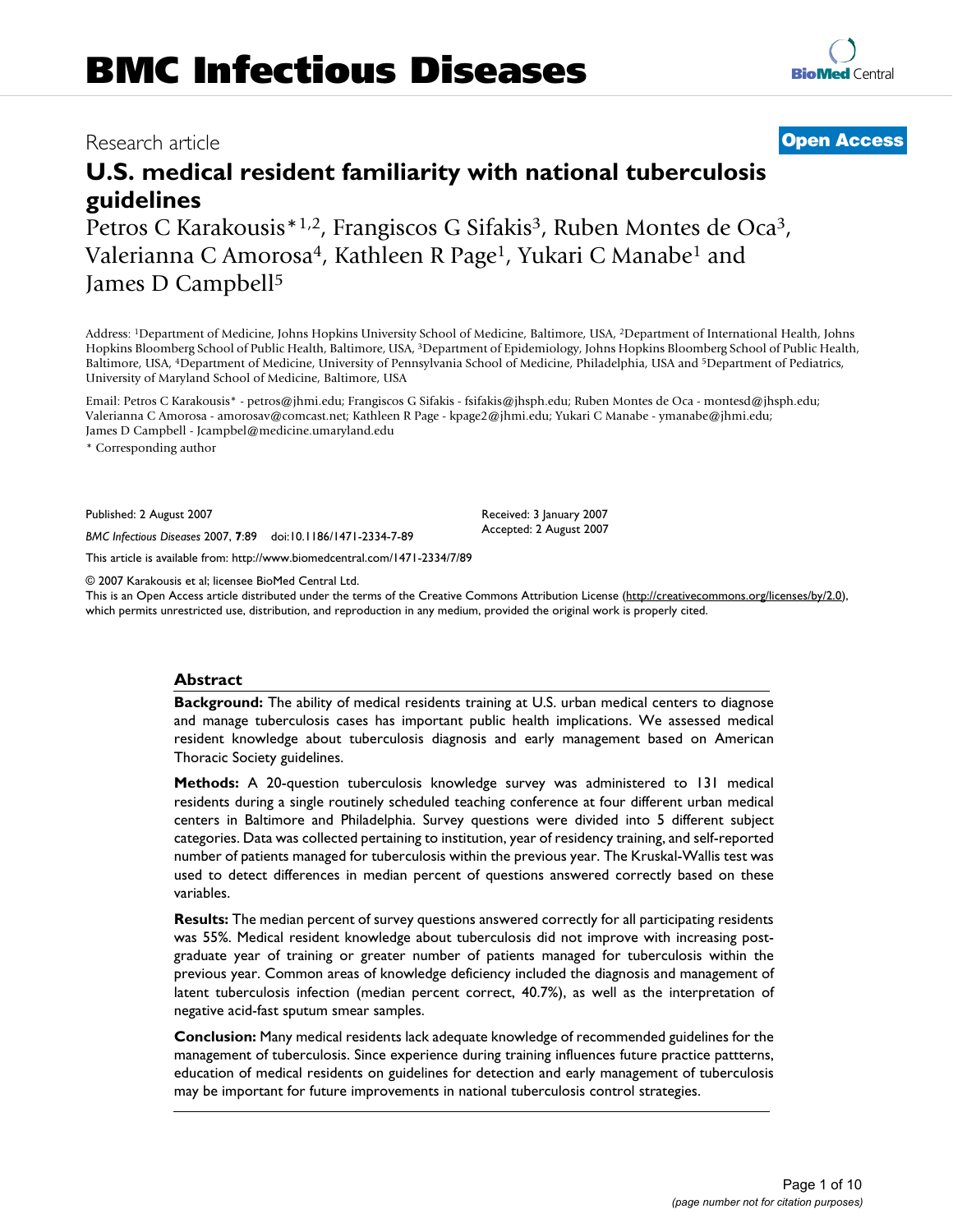# BMC Infectious Diseases

Research article **Open Access**

## U.S. medical resident familiarity with national tuberculosis guidelines

Petros C Karakousis*[1,2], Frangiscos G Sifakis[3], Ruben Montes de Oca[3], Valerianna C Amorosa[4], Kathleen R Page[1], Yukari C Manabe[1] and James D Campbell[5]

Address: [1]Department of Medicine, Johns Hopkins University School of Medicine, Baltimore, USA, [2]Department of International Health, Johns Hopkins Bloomberg School of Public Health, Baltimore, USA, [3]Department of Epidemiology, Johns Hopkins Bloomberg School of Public Health, Baltimore, USA, [4]Department of Medicine, University of Pennsylvania School of Medicine, Philadelphia, USA and [5]Department of Pediatrics, University of Maryland School of Medicine, Baltimore, USA

Email: Petros C Karakousis* - petros@jhmi.edu; Frangiscos G Sifakis - fsifakis@jhsph.edu; Ruben Montes de Oca - montesd@jhsph.edu; Valerianna C Amorosa - amorosav@comcast.net; Kathleen R Page - kpage2@jhmi.edu; Yukari C Manabe - ymanabe@jhmi.edu; James D Campbell - Jcampbel@medicine.umaryland.edu

* Corresponding author

Published: 2 August 2007

*BMC Infectious Diseases* 2007, **7**:89 doi:10.1186/1471-2334-7-89

Received: 3 January 2007
Accepted: 2 August 2007

This article is available from: http://www.biomedcentral.com/1471-2334/7/89

© 2007 Karakousis et al; licensee BioMed Central Ltd.
This is an Open Access article distributed under the terms of the Creative Commons Attribution License (http://creativecommons.org/licenses/by/2.0), which permits unrestricted use, distribution, and reproduction in any medium, provided the original work is properly cited.

### Abstract

**Background:** The ability of medical residents training at U.S. urban medical centers to diagnose and manage tuberculosis cases has important public health implications. We assessed medical resident knowledge about tuberculosis diagnosis and early management based on American Thoracic Society guidelines.

**Methods:** A 20-question tuberculosis knowledge survey was administered to 131 medical residents during a single routinely scheduled teaching conference at four different urban medical centers in Baltimore and Philadelphia. Survey questions were divided into 5 different subject categories. Data was collected pertaining to institution, year of residency training, and self-reported number of patients managed for tuberculosis within the previous year. The Kruskal-Wallis test was used to detect differences in median percent of questions answered correctly based on these variables.

**Results:** The median percent of survey questions answered correctly for all participating residents was 55%. Medical resident knowledge about tuberculosis did not improve with increasing post-graduate year of training or greater number of patients managed for tuberculosis within the previous year. Common areas of knowledge deficiency included the diagnosis and management of latent tuberculosis infection (median percent correct, 40.7%), as well as the interpretation of negative acid-fast sputum smear samples.

**Conclusion:** Many medical residents lack adequate knowledge of recommended guidelines for the management of tuberculosis. Since experience during training influences future practice pattterns, education of medical residents on guidelines for detection and early management of tuberculosis may be important for future improvements in national tuberculosis control strategies.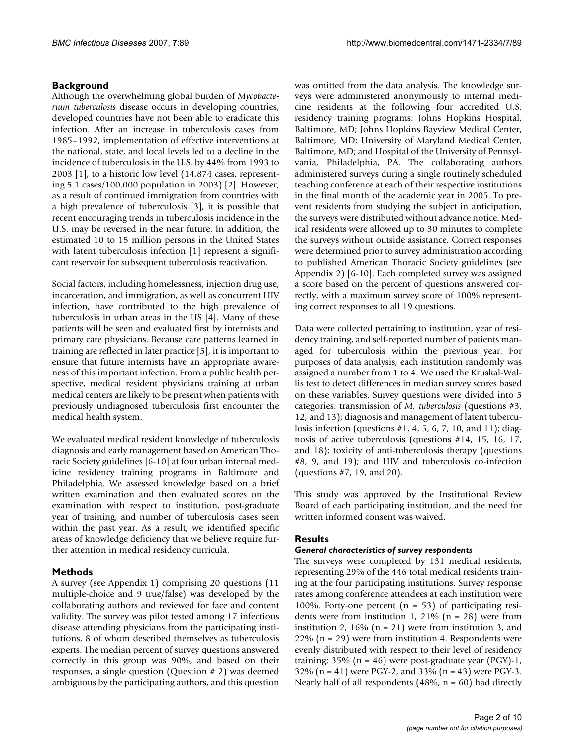## Background

Although the overwhelming global burden of *Mycobacterium tuberculosis* disease occurs in developing countries, developed countries have not been able to eradicate this infection. After an increase in tuberculosis cases from 1985–1992, implementation of effective interventions at the national, state, and local levels led to a decline in the incidence of tuberculosis in the U.S. by 44% from 1993 to 2003 [1], to a historic low level (14,874 cases, representing 5.1 cases/100,000 population in 2003) [2]. However, as a result of continued immigration from countries with a high prevalence of tuberculosis [3], it is possible that recent encouraging trends in tuberculosis incidence in the U.S. may be reversed in the near future. In addition, the estimated 10 to 15 million persons in the United States with latent tuberculosis infection [1] represent a significant reservoir for subsequent tuberculosis reactivation.

Social factors, including homelessness, injection drug use, incarceration, and immigration, as well as concurrent HIV infection, have contributed to the high prevalence of tuberculosis in urban areas in the US [4]. Many of these patients will be seen and evaluated first by internists and primary care physicians. Because care patterns learned in training are reflected in later practice [5], it is important to ensure that future internists have an appropriate awareness of this important infection. From a public health perspective, medical resident physicians training at urban medical centers are likely to be present when patients with previously undiagnosed tuberculosis first encounter the medical health system.

We evaluated medical resident knowledge of tuberculosis diagnosis and early management based on American Thoracic Society guidelines [6-10] at four urban internal medicine residency training programs in Baltimore and Philadelphia. We assessed knowledge based on a brief written examination and then evaluated scores on the examination with respect to institution, post-graduate year of training, and number of tuberculosis cases seen within the past year. As a result, we identified specific areas of knowledge deficiency that we believe require further attention in medical residency curricula.

## Methods

A survey (see Appendix 1) comprising 20 questions (11 multiple-choice and 9 true/false) was developed by the collaborating authors and reviewed for face and content validity. The survey was pilot tested among 17 infectious disease attending physicians from the participating institutions, 8 of whom described themselves as tuberculosis experts. The median percent of survey questions answered correctly in this group was 90%, and based on their responses, a single question (Question # 2) was deemed ambiguous by the participating authors, and this question was omitted from the data analysis. The knowledge surveys were administered anonymously to internal medicine residents at the following four accredited U.S. residency training programs: Johns Hopkins Hospital, Baltimore, MD; Johns Hopkins Bayview Medical Center, Baltimore, MD; University of Maryland Medical Center, Baltimore, MD; and Hospital of the University of Pennsylvania, Philadelphia, PA. The collaborating authors administered surveys during a single routinely scheduled teaching conference at each of their respective institutions in the final month of the academic year in 2005. To prevent residents from studying the subject in anticipation, the surveys were distributed without advance notice. Medical residents were allowed up to 30 minutes to complete the surveys without outside assistance. Correct responses were determined prior to survey administration according to published American Thoracic Society guidelines (see Appendix 2) [6-10]. Each completed survey was assigned a score based on the percent of questions answered correctly, with a maximum survey score of 100% representing correct responses to all 19 questions.

Data were collected pertaining to institution, year of residency training, and self-reported number of patients managed for tuberculosis within the previous year. For purposes of data analysis, each institution randomly was assigned a number from 1 to 4. We used the Kruskal-Wallis test to detect differences in median survey scores based on these variables. Survey questions were divided into 5 categories: transmission of *M. tuberculosis* (questions #3, 12, and 13); diagnosis and management of latent tuberculosis infection (questions #1, 4, 5, 6, 7, 10, and 11); diagnosis of active tuberculosis (questions #14, 15, 16, 17, and 18); toxicity of anti-tuberculosis therapy (questions #8, 9, and 19); and HIV and tuberculosis co-infection (questions #7, 19, and 20).

This study was approved by the Institutional Review Board of each participating institution, and the need for written informed consent was waived.

## Results

### *General characteristics of survey respondents*

The surveys were completed by 131 medical residents, representing 29% of the 446 total medical residents training at the four participating institutions. Survey response rates among conference attendees at each institution were 100%. Forty-one percent (n = 53) of participating residents were from institution 1, 21% (n = 28) were from institution 2, 16% (n = 21) were from institution 3, and 22% (n = 29) were from institution 4. Respondents were evenly distributed with respect to their level of residency training; 35% (n = 46) were post-graduate year (PGY)-1, 32% (n = 41) were PGY-2, and 33% (n = 43) were PGY-3. Nearly half of all respondents (48%, n = 60) had directly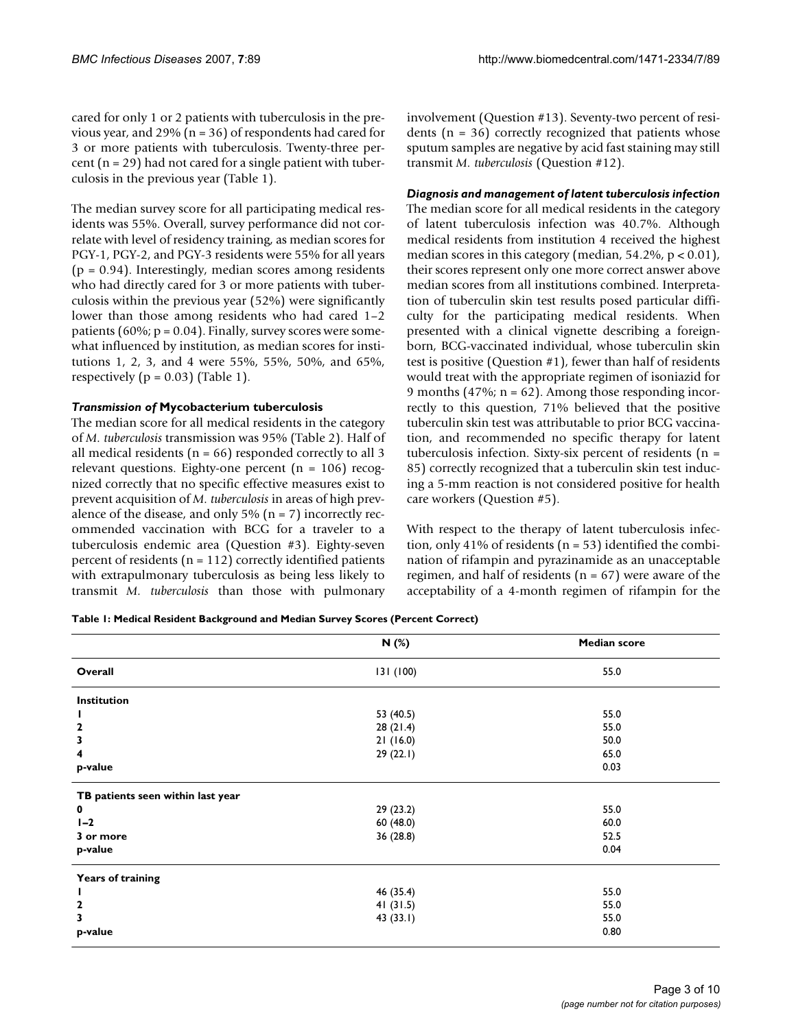cared for only 1 or 2 patients with tuberculosis in the previous year, and 29% (n = 36) of respondents had cared for 3 or more patients with tuberculosis. Twenty-three percent (n = 29) had not cared for a single patient with tuberculosis in the previous year (Table 1).

The median survey score for all participating medical residents was 55%. Overall, survey performance did not correlate with level of residency training, as median scores for PGY-1, PGY-2, and PGY-3 residents were 55% for all years ($p = 0.94$). Interestingly, median scores among residents who had directly cared for 3 or more patients with tuberculosis within the previous year (52%) were significantly lower than those among residents who had cared 1–2 patients (60%; $p = 0.04$). Finally, survey scores were somewhat influenced by institution, as median scores for institutions 1, 2, 3, and 4 were 55%, 55%, 50%, and 65%, respectively ($p = 0.03$) (Table 1).

### *Transmission of* Mycobacterium tuberculosis

The median score for all medical residents in the category of *M. tuberculosis* transmission was 95% (Table 2). Half of all medical residents (n = 66) responded correctly to all 3 relevant questions. Eighty-one percent (n = 106) recognized correctly that no specific effective measures exist to prevent acquisition of *M. tuberculosis* in areas of high prevalence of the disease, and only 5% (n = 7) incorrectly recommended vaccination with BCG for a traveler to a tuberculosis endemic area (Question #3). Eighty-seven percent of residents (n = 112) correctly identified patients with extrapulmonary tuberculosis as being less likely to transmit *M. tuberculosis* than those with pulmonary involvement (Question #13). Seventy-two percent of residents (n = 36) correctly recognized that patients whose sputum samples are negative by acid fast staining may still transmit *M. tuberculosis* (Question #12).

### *Diagnosis and management of latent tuberculosis infection*

The median score for all medical residents in the category of latent tuberculosis infection was 40.7%. Although medical residents from institution 4 received the highest median scores in this category (median, 54.2%, $p < 0.01$), their scores represent only one more correct answer above median scores from all institutions combined. Interpretation of tuberculin skin test results posed particular difficulty for the participating medical residents. When presented with a clinical vignette describing a foreign-born, BCG-vaccinated individual, whose tuberculin skin test is positive (Question #1), fewer than half of residents would treat with the appropriate regimen of isoniazid for 9 months (47%; n = 62). Among those responding incorrectly to this question, 71% believed that the positive tuberculin skin test was attributable to prior BCG vaccination, and recommended no specific therapy for latent tuberculosis infection. Sixty-six percent of residents (n = 85) correctly recognized that a tuberculin skin test inducing a 5-mm reaction is not considered positive for health care workers (Question #5).

With respect to the therapy of latent tuberculosis infection, only 41% of residents (n = 53) identified the combination of rifampin and pyrazinamide as an unacceptable regimen, and half of residents (n = 67) were aware of the acceptability of a 4-month regimen of rifampin for the

**Table 1: Medical Resident Background and Median Survey Scores (Percent Correct)**

| | N (%) | Median score |
|---|---|---|
| **Overall** | 131 (100) | 55.0 |
| **Institution** | | |
| **1** | 53 (40.5) | 55.0 |
| **2** | 28 (21.4) | 55.0 |
| **3** | 21 (16.0) | 50.0 |
| **4** | 29 (22.1) | 65.0 |
| **p-value** | | 0.03 |
| **TB patients seen within last year** | | |
| **0** | 29 (23.2) | 55.0 |
| **1–2** | 60 (48.0) | 60.0 |
| **3 or more** | 36 (28.8) | 52.5 |
| **p-value** | | 0.04 |
| **Years of training** | | |
| **1** | 46 (35.4) | 55.0 |
| **2** | 41 (31.5) | 55.0 |
| **3** | 43 (33.1) | 55.0 |
| **p-value** | | 0.80 |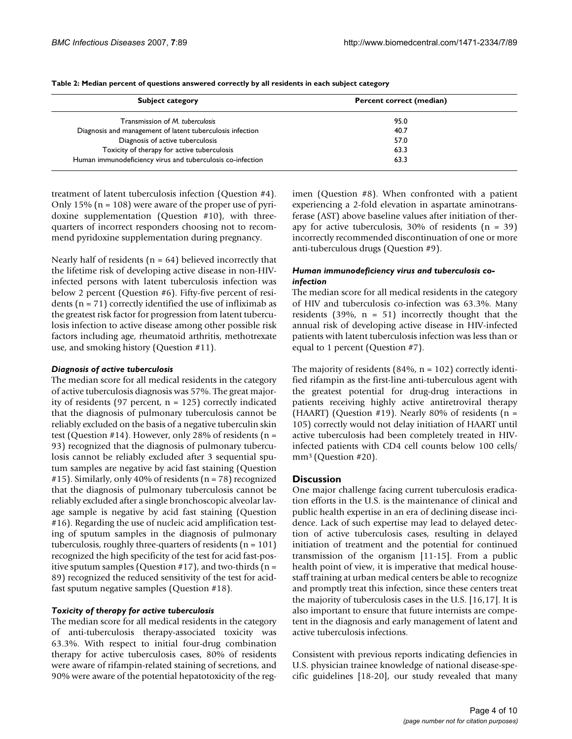**Table 2: Median percent of questions answered correctly by all residents in each subject category**

| Subject category | Percent correct (median) |
|---|---|
| Transmission of *M. tuberculosis* | 95.0 |
| Diagnosis and management of latent tuberculosis infection | 40.7 |
| Diagnosis of active tuberculosis | 57.0 |
| Toxicity of therapy for active tuberculosis | 63.3 |
| Human immunodeficiency virus and tuberculosis co-infection | 63.3 |

treatment of latent tuberculosis infection (Question #4). Only 15% (n = 108) were aware of the proper use of pyridoxine supplementation (Question #10), with three-quarters of incorrect responders choosing not to recommend pyridoxine supplementation during pregnancy.

Nearly half of residents (n = 64) believed incorrectly that the lifetime risk of developing active disease in non-HIV-infected persons with latent tuberculosis infection was below 2 percent (Question #6). Fifty-five percent of residents (n = 71) correctly identified the use of infliximab as the greatest risk factor for progression from latent tuberculosis infection to active disease among other possible risk factors including age, rheumatoid arthritis, methotrexate use, and smoking history (Question #11).

### *Diagnosis of active tuberculosis*

The median score for all medical residents in the category of active tuberculosis diagnosis was 57%. The great majority of residents (97 percent, n = 125) correctly indicated that the diagnosis of pulmonary tuberculosis cannot be reliably excluded on the basis of a negative tuberculin skin test (Question #14). However, only 28% of residents (n = 93) recognized that the diagnosis of pulmonary tuberculosis cannot be reliably excluded after 3 sequential sputum samples are negative by acid fast staining (Question #15). Similarly, only 40% of residents (n = 78) recognized that the diagnosis of pulmonary tuberculosis cannot be reliably excluded after a single bronchoscopic alveolar lavage sample is negative by acid fast staining (Question #16). Regarding the use of nucleic acid amplification testing of sputum samples in the diagnosis of pulmonary tuberculosis, roughly three-quarters of residents (n = 101) recognized the high specificity of the test for acid fast-positive sputum samples (Question #17), and two-thirds (n = 89) recognized the reduced sensitivity of the test for acid-fast sputum negative samples (Question #18).

### *Toxicity of therapy for active tuberculosis*

The median score for all medical residents in the category of anti-tuberculosis therapy-associated toxicity was 63.3%. With respect to initial four-drug combination therapy for active tuberculosis cases, 80% of residents were aware of rifampin-related staining of secretions, and 90% were aware of the potential hepatotoxicity of the regimen (Question #8). When confronted with a patient experiencing a 2-fold elevation in aspartate aminotransferase (AST) above baseline values after initiation of therapy for active tuberculosis, 30% of residents (n = 39) incorrectly recommended discontinuation of one or more anti-tuberculous drugs (Question #9).

### *Human immunodeficiency virus and tuberculosis co-infection*

The median score for all medical residents in the category of HIV and tuberculosis co-infection was 63.3%. Many residents (39%, n = 51) incorrectly thought that the annual risk of developing active disease in HIV-infected patients with latent tuberculosis infection was less than or equal to 1 percent (Question #7).

The majority of residents (84%, n = 102) correctly identified rifampin as the first-line anti-tuberculous agent with the greatest potential for drug-drug interactions in patients receiving highly active antiretroviral therapy (HAART) (Question #19). Nearly 80% of residents (n = 105) correctly would not delay initiation of HAART until active tuberculosis had been completely treated in HIV-infected patients with CD4 cell counts below 100 cells/mm$^3$ (Question #20).

## Discussion

One major challenge facing current tuberculosis eradication efforts in the U.S. is the maintenance of clinical and public health expertise in an era of declining disease incidence. Lack of such expertise may lead to delayed detection of active tuberculosis cases, resulting in delayed initiation of treatment and the potential for continued transmission of the organism [11-15]. From a public health point of view, it is imperative that medical house-staff training at urban medical centers be able to recognize and promptly treat this infection, since these centers treat the majority of tuberculosis cases in the U.S. [16,17]. It is also important to ensure that future internists are competent in the diagnosis and early management of latent and active tuberculosis infections.

Consistent with previous reports indicating defiencies in U.S. physician trainee knowledge of national disease-specific guidelines [18-20], our study revealed that many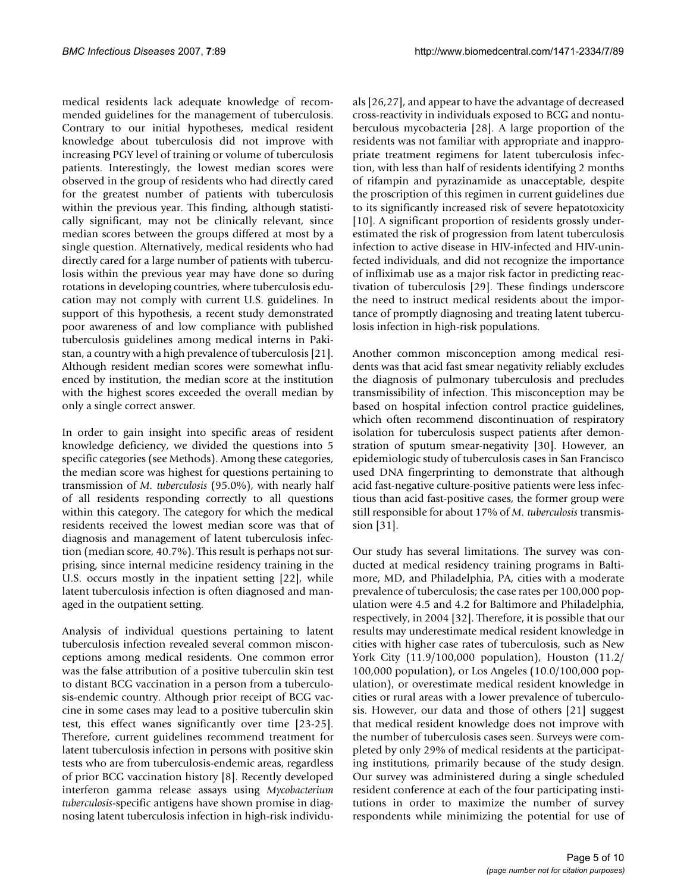medical residents lack adequate knowledge of recommended guidelines for the management of tuberculosis. Contrary to our initial hypotheses, medical resident knowledge about tuberculosis did not improve with increasing PGY level of training or volume of tuberculosis patients. Interestingly, the lowest median scores were observed in the group of residents who had directly cared for the greatest number of patients with tuberculosis within the previous year. This finding, although statistically significant, may not be clinically relevant, since median scores between the groups differed at most by a single question. Alternatively, medical residents who had directly cared for a large number of patients with tuberculosis within the previous year may have done so during rotations in developing countries, where tuberculosis education may not comply with current U.S. guidelines. In support of this hypothesis, a recent study demonstrated poor awareness of and low compliance with published tuberculosis guidelines among medical interns in Pakistan, a country with a high prevalence of tuberculosis [21]. Although resident median scores were somewhat influenced by institution, the median score at the institution with the highest scores exceeded the overall median by only a single correct answer.

In order to gain insight into specific areas of resident knowledge deficiency, we divided the questions into 5 specific categories (see Methods). Among these categories, the median score was highest for questions pertaining to transmission of *M. tuberculosis* (95.0%), with nearly half of all residents responding correctly to all questions within this category. The category for which the medical residents received the lowest median score was that of diagnosis and management of latent tuberculosis infection (median score, 40.7%). This result is perhaps not surprising, since internal medicine residency training in the U.S. occurs mostly in the inpatient setting [22], while latent tuberculosis infection is often diagnosed and managed in the outpatient setting.

Analysis of individual questions pertaining to latent tuberculosis infection revealed several common misconceptions among medical residents. One common error was the false attribution of a positive tuberculin skin test to distant BCG vaccination in a person from a tuberculosis-endemic country. Although prior receipt of BCG vaccine in some cases may lead to a positive tuberculin skin test, this effect wanes significantly over time [23-25]. Therefore, current guidelines recommend treatment for latent tuberculosis infection in persons with positive skin tests who are from tuberculosis-endemic areas, regardless of prior BCG vaccination history [8]. Recently developed interferon gamma release assays using *Mycobacterium tuberculosis*-specific antigens have shown promise in diagnosing latent tuberculosis infection in high-risk individuals [26,27], and appear to have the advantage of decreased cross-reactivity in individuals exposed to BCG and nontuberculous mycobacteria [28]. A large proportion of the residents was not familiar with appropriate and inappropriate treatment regimens for latent tuberculosis infection, with less than half of residents identifying 2 months of rifampin and pyrazinamide as unacceptable, despite the proscription of this regimen in current guidelines due to its significantly increased risk of severe hepatotoxicity [10]. A significant proportion of residents grossly underestimated the risk of progression from latent tuberculosis infection to active disease in HIV-infected and HIV-uninfected individuals, and did not recognize the importance of infliximab use as a major risk factor in predicting reactivation of tuberculosis [29]. These findings underscore the need to instruct medical residents about the importance of promptly diagnosing and treating latent tuberculosis infection in high-risk populations.

Another common misconception among medical residents was that acid fast smear negativity reliably excludes the diagnosis of pulmonary tuberculosis and precludes transmissibility of infection. This misconception may be based on hospital infection control practice guidelines, which often recommend discontinuation of respiratory isolation for tuberculosis suspect patients after demonstration of sputum smear-negativity [30]. However, an epidemiologic study of tuberculosis cases in San Francisco used DNA fingerprinting to demonstrate that although acid fast-negative culture-positive patients were less infectious than acid fast-positive cases, the former group were still responsible for about 17% of *M. tuberculosis* transmission [31].

Our study has several limitations. The survey was conducted at medical residency training programs in Baltimore, MD, and Philadelphia, PA, cities with a moderate prevalence of tuberculosis; the case rates per 100,000 population were 4.5 and 4.2 for Baltimore and Philadelphia, respectively, in 2004 [32]. Therefore, it is possible that our results may underestimate medical resident knowledge in cities with higher case rates of tuberculosis, such as New York City (11.9/100,000 population), Houston (11.2/100,000 population), or Los Angeles (10.0/100,000 population), or overestimate medical resident knowledge in cities or rural areas with a lower prevalence of tuberculosis. However, our data and those of others [21] suggest that medical resident knowledge does not improve with the number of tuberculosis cases seen. Surveys were completed by only 29% of medical residents at the participating institutions, primarily because of the study design. Our survey was administered during a single scheduled resident conference at each of the four participating institutions in order to maximize the number of survey respondents while minimizing the potential for use of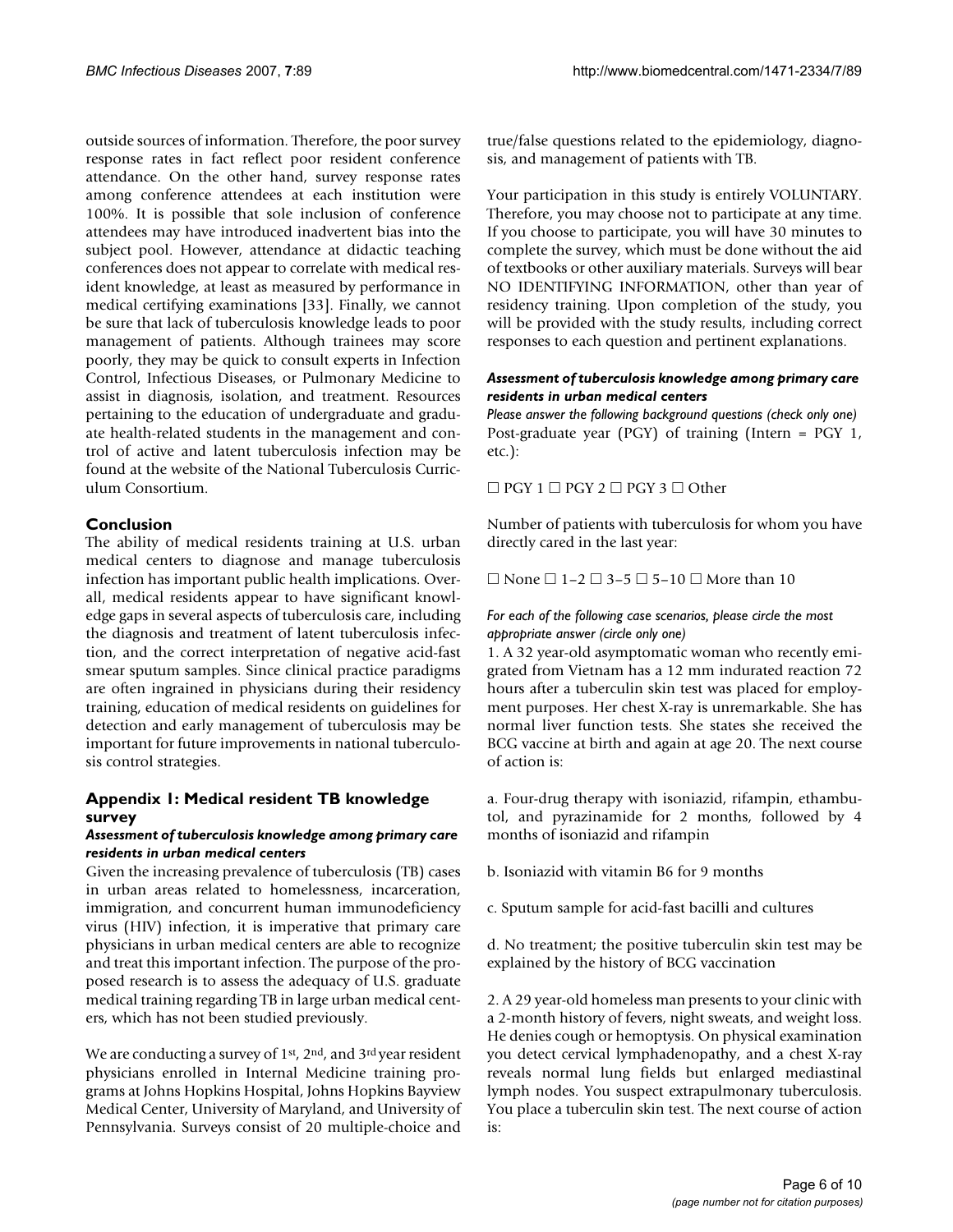outside sources of information. Therefore, the poor survey response rates in fact reflect poor resident conference attendance. On the other hand, survey response rates among conference attendees at each institution were 100%. It is possible that sole inclusion of conference attendees may have introduced inadvertent bias into the subject pool. However, attendance at didactic teaching conferences does not appear to correlate with medical resident knowledge, at least as measured by performance in medical certifying examinations [33]. Finally, we cannot be sure that lack of tuberculosis knowledge leads to poor management of patients. Although trainees may score poorly, they may be quick to consult experts in Infection Control, Infectious Diseases, or Pulmonary Medicine to assist in diagnosis, isolation, and treatment. Resources pertaining to the education of undergraduate and graduate health-related students in the management and control of active and latent tuberculosis infection may be found at the website of the National Tuberculosis Curriculum Consortium.

## Conclusion

The ability of medical residents training at U.S. urban medical centers to diagnose and manage tuberculosis infection has important public health implications. Overall, medical residents appear to have significant knowledge gaps in several aspects of tuberculosis care, including the diagnosis and treatment of latent tuberculosis infection, and the correct interpretation of negative acid-fast smear sputum samples. Since clinical practice paradigms are often ingrained in physicians during their residency training, education of medical residents on guidelines for detection and early management of tuberculosis may be important for future improvements in national tuberculosis control strategies.

## Appendix 1: Medical resident TB knowledge survey

### *Assessment of tuberculosis knowledge among primary care residents in urban medical centers*

Given the increasing prevalence of tuberculosis (TB) cases in urban areas related to homelessness, incarceration, immigration, and concurrent human immunodeficiency virus (HIV) infection, it is imperative that primary care physicians in urban medical centers are able to recognize and treat this important infection. The purpose of the proposed research is to assess the adequacy of U.S. graduate medical training regarding TB in large urban medical centers, which has not been studied previously.

We are conducting a survey of 1st, 2nd, and 3rd year resident physicians enrolled in Internal Medicine training programs at Johns Hopkins Hospital, Johns Hopkins Bayview Medical Center, University of Maryland, and University of Pennsylvania. Surveys consist of 20 multiple-choice and true/false questions related to the epidemiology, diagnosis, and management of patients with TB.

Your participation in this study is entirely VOLUNTARY. Therefore, you may choose not to participate at any time. If you choose to participate, you will have 30 minutes to complete the survey, which must be done without the aid of textbooks or other auxiliary materials. Surveys will bear NO IDENTIFYING INFORMATION, other than year of residency training. Upon completion of the study, you will be provided with the study results, including correct responses to each question and pertinent explanations.

### *Assessment of tuberculosis knowledge among primary care residents in urban medical centers*

*Please answer the following background questions (check only one)*

Post-graduate year (PGY) of training (Intern = PGY 1, etc.):

☐ PGY 1 ☐ PGY 2 ☐ PGY 3 ☐ Other

Number of patients with tuberculosis for whom you have directly cared in the last year:

☐ None ☐ 1–2 ☐ 3–5 ☐ 5–10 ☐ More than 10

*For each of the following case scenarios, please circle the most appropriate answer (circle only one)*

1. A 32 year-old asymptomatic woman who recently emigrated from Vietnam has a 12 mm indurated reaction 72 hours after a tuberculin skin test was placed for employment purposes. Her chest X-ray is unremarkable. She has normal liver function tests. She states she received the BCG vaccine at birth and again at age 20. The next course of action is:

a. Four-drug therapy with isoniazid, rifampin, ethambutol, and pyrazinamide for 2 months, followed by 4 months of isoniazid and rifampin

b. Isoniazid with vitamin B6 for 9 months

c. Sputum sample for acid-fast bacilli and cultures

d. No treatment; the positive tuberculin skin test may be explained by the history of BCG vaccination

2. A 29 year-old homeless man presents to your clinic with a 2-month history of fevers, night sweats, and weight loss. He denies cough or hemoptysis. On physical examination you detect cervical lymphadenopathy, and a chest X-ray reveals normal lung fields but enlarged mediastinal lymph nodes. You suspect extrapulmonary tuberculosis. You place a tuberculin skin test. The next course of action is: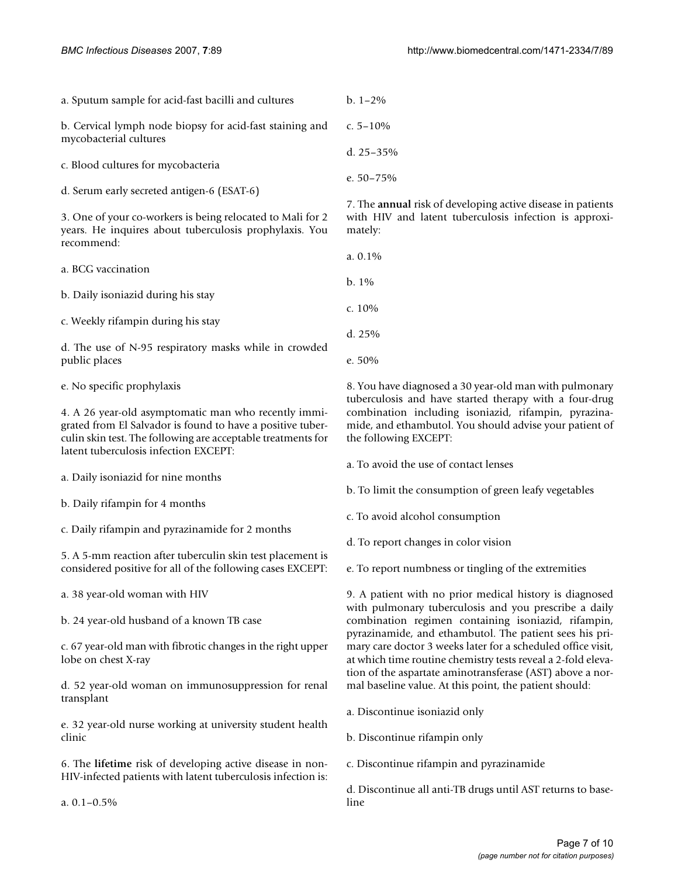a. Sputum sample for acid-fast bacilli and cultures

b. Cervical lymph node biopsy for acid-fast staining and mycobacterial cultures

c. Blood cultures for mycobacteria

d. Serum early secreted antigen-6 (ESAT-6)

3. One of your co-workers is being relocated to Mali for 2 years. He inquires about tuberculosis prophylaxis. You recommend:

a. BCG vaccination

b. Daily isoniazid during his stay

c. Weekly rifampin during his stay

d. The use of N-95 respiratory masks while in crowded public places

e. No specific prophylaxis

4. A 26 year-old asymptomatic man who recently immigrated from El Salvador is found to have a positive tuberculin skin test. The following are acceptable treatments for latent tuberculosis infection EXCEPT:

a. Daily isoniazid for nine months

b. Daily rifampin for 4 months

c. Daily rifampin and pyrazinamide for 2 months

5. A 5-mm reaction after tuberculin skin test placement is considered positive for all of the following cases EXCEPT:

a. 38 year-old woman with HIV

b. 24 year-old husband of a known TB case

c. 67 year-old man with fibrotic changes in the right upper lobe on chest X-ray

d. 52 year-old woman on immunosuppression for renal transplant

e. 32 year-old nurse working at university student health clinic

6. The **lifetime** risk of developing active disease in non-HIV-infected patients with latent tuberculosis infection is:

a. 0.1–0.5%

b. 1–2%

c. 5–10%

d. 25–35%

e. 50–75%

7. The **annual** risk of developing active disease in patients with HIV and latent tuberculosis infection is approximately:

a. 0.1%

b. 1%

c. 10%

d. 25%

e. 50%

8. You have diagnosed a 30 year-old man with pulmonary tuberculosis and have started therapy with a four-drug combination including isoniazid, rifampin, pyrazinamide, and ethambutol. You should advise your patient of the following EXCEPT:

a. To avoid the use of contact lenses

b. To limit the consumption of green leafy vegetables

c. To avoid alcohol consumption

d. To report changes in color vision

e. To report numbness or tingling of the extremities

9. A patient with no prior medical history is diagnosed with pulmonary tuberculosis and you prescribe a daily combination regimen containing isoniazid, rifampin, pyrazinamide, and ethambutol. The patient sees his primary care doctor 3 weeks later for a scheduled office visit, at which time routine chemistry tests reveal a 2-fold elevation of the aspartate aminotransferase (AST) above a normal baseline value. At this point, the patient should:

a. Discontinue isoniazid only

b. Discontinue rifampin only

c. Discontinue rifampin and pyrazinamide

d. Discontinue all anti-TB drugs until AST returns to baseline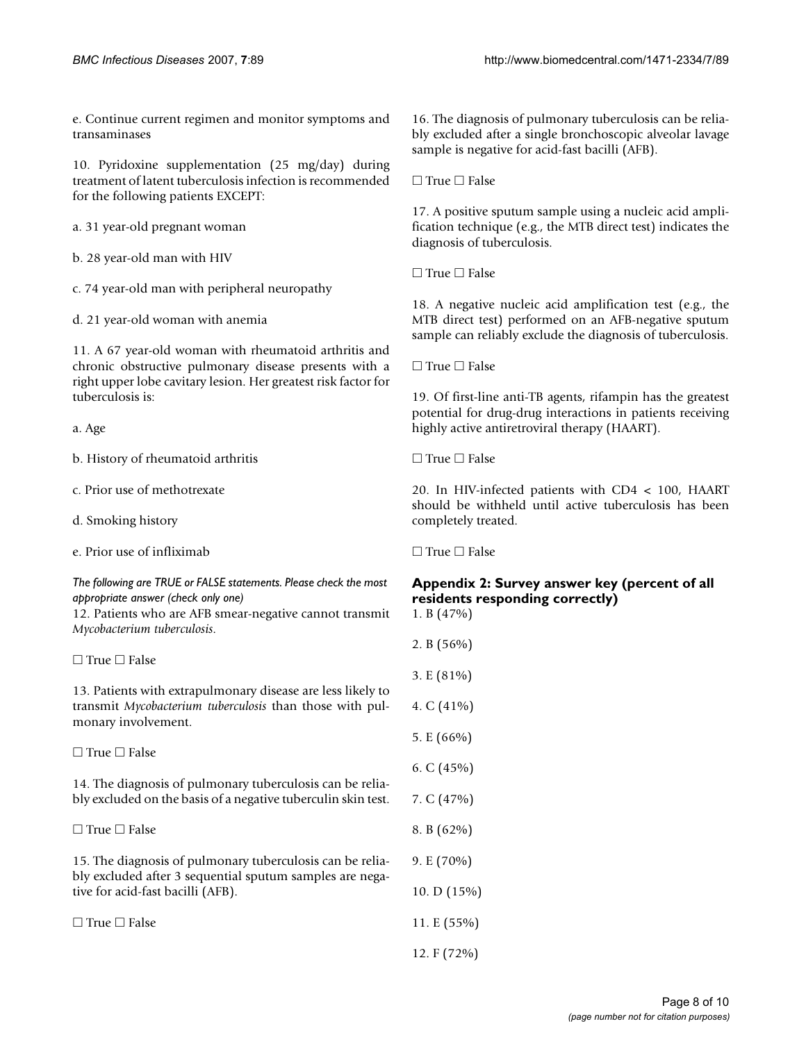e. Continue current regimen and monitor symptoms and transaminases

10. Pyridoxine supplementation (25 mg/day) during treatment of latent tuberculosis infection is recommended for the following patients EXCEPT:

a. 31 year-old pregnant woman

b. 28 year-old man with HIV

c. 74 year-old man with peripheral neuropathy

d. 21 year-old woman with anemia

11. A 67 year-old woman with rheumatoid arthritis and chronic obstructive pulmonary disease presents with a right upper lobe cavitary lesion. Her greatest risk factor for tuberculosis is:

a. Age

b. History of rheumatoid arthritis

c. Prior use of methotrexate

d. Smoking history

e. Prior use of infliximab

*The following are TRUE or FALSE statements. Please check the most appropriate answer (check only one)*

12. Patients who are AFB smear-negative cannot transmit *Mycobacterium tuberculosis*.

☐ True ☐ False

13. Patients with extrapulmonary disease are less likely to transmit *Mycobacterium tuberculosis* than those with pulmonary involvement.

☐ True ☐ False

14. The diagnosis of pulmonary tuberculosis can be reliably excluded on the basis of a negative tuberculin skin test.

☐ True ☐ False

15. The diagnosis of pulmonary tuberculosis can be reliably excluded after 3 sequential sputum samples are negative for acid-fast bacilli (AFB).

☐ True ☐ False

16. The diagnosis of pulmonary tuberculosis can be reliably excluded after a single bronchoscopic alveolar lavage sample is negative for acid-fast bacilli (AFB).

☐ True ☐ False

17. A positive sputum sample using a nucleic acid amplification technique (e.g., the MTB direct test) indicates the diagnosis of tuberculosis.

☐ True ☐ False

18. A negative nucleic acid amplification test (e.g., the MTB direct test) performed on an AFB-negative sputum sample can reliably exclude the diagnosis of tuberculosis.

☐ True ☐ False

19. Of first-line anti-TB agents, rifampin has the greatest potential for drug-drug interactions in patients receiving highly active antiretroviral therapy (HAART).

☐ True ☐ False

20. In HIV-infected patients with CD4 < 100, HAART should be withheld until active tuberculosis has been completely treated.

☐ True ☐ False

## Appendix 2: Survey answer key (percent of all residents responding correctly)

1. B (47%)

2. B (56%)

3. E (81%)

4. C (41%)

5. E (66%)

6. C (45%)

7. C (47%)

8. B (62%)

9. E (70%)

10. D (15%)

11. E (55%)

12. F (72%)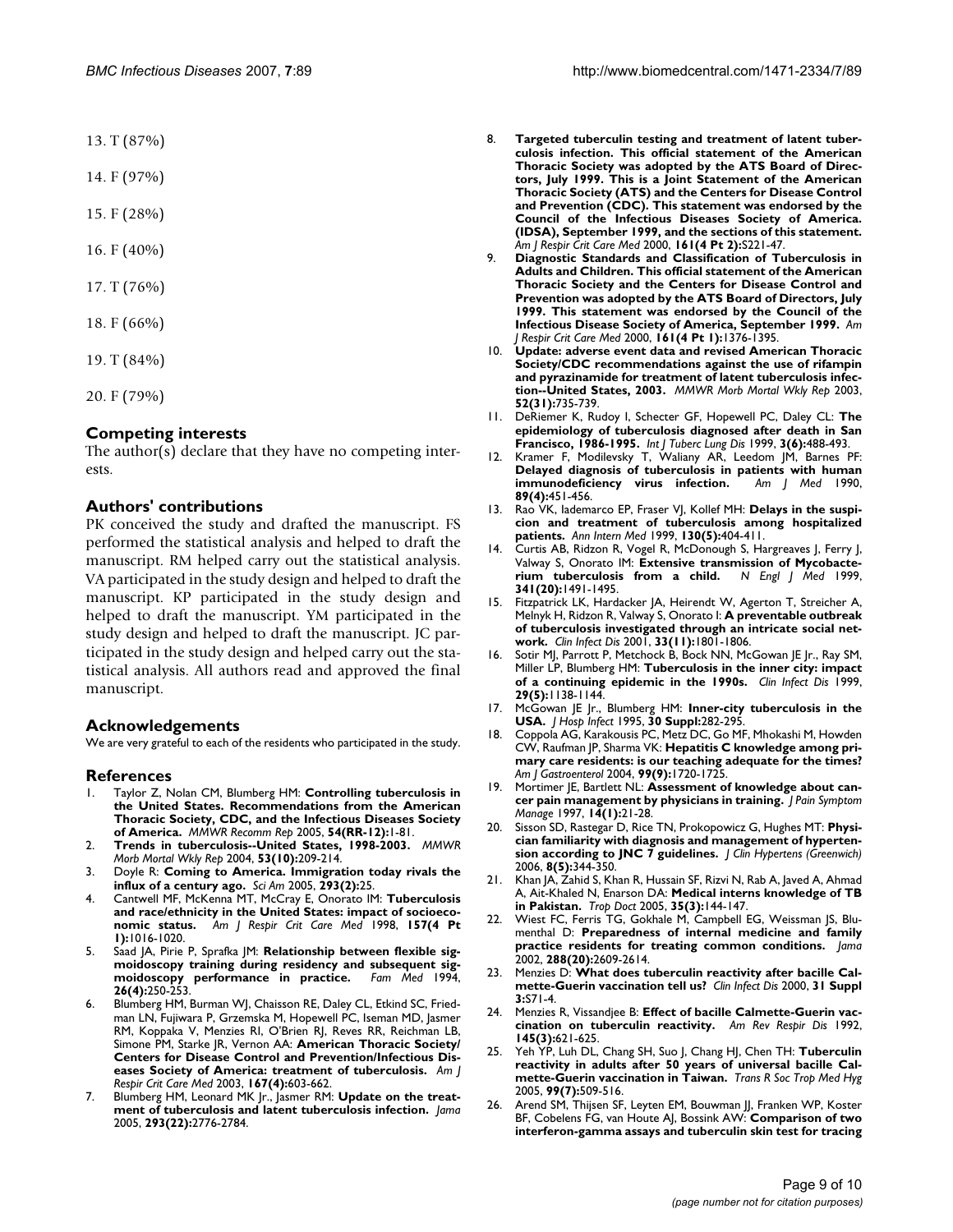13. T (87%)

14. F (97%)

15. F (28%)

16. F (40%)

17. T (76%)

18. F (66%)

19. T (84%)

20. F (79%)

## Competing interests

The author(s) declare that they have no competing interests.

## Authors' contributions

PK conceived the study and drafted the manuscript. FS performed the statistical analysis and helped to draft the manuscript. RM helped carry out the statistical analysis. VA participated in the study design and helped to draft the manuscript. KP participated in the study design and helped to draft the manuscript. YM participated in the study design and helped to draft the manuscript. JC participated in the study design and helped carry out the statistical analysis. All authors read and approved the final manuscript.

## Acknowledgements

We are very grateful to each of the residents who participated in the study.

## References

1. Taylor Z, Nolan CM, Blumberg HM: **Controlling tuberculosis in the United States. Recommendations from the American Thoracic Society, CDC, and the Infectious Diseases Society of America.** *MMWR Recomm Rep* 2005, **54(RR-12):**1-81.
2. **Trends in tuberculosis--United States, 1998-2003.** *MMWR Morb Mortal Wkly Rep* 2004, **53(10):**209-214.
3. Doyle R: **Coming to America. Immigration today rivals the influx of a century ago.** *Sci Am* 2005, **293(2):**25.
4. Cantwell MF, McKenna MT, McCray E, Onorato IM: **Tuberculosis and race/ethnicity in the United States: impact of socioeconomic status.** *Am J Respir Crit Care Med* 1998, **157(4 Pt 1):**1016-1020.
5. Saad JA, Pirie P, Sprafka JM: **Relationship between flexible sigmoidoscopy training during residency and subsequent sigmoidoscopy performance in practice.** *Fam Med* 1994, **26(4):**250-253.
6. Blumberg HM, Burman WJ, Chaisson RE, Daley CL, Etkind SC, Friedman LN, Fujiwara P, Grzemska M, Hopewell PC, Iseman MD, Jasmer RM, Koppaka V, Menzies RI, O'Brien RJ, Reves RR, Reichman LB, Simone PM, Starke JR, Vernon AA: **American Thoracic Society/ Centers for Disease Control and Prevention/Infectious Diseases Society of America: treatment of tuberculosis.** *Am J Respir Crit Care Med* 2003, **167(4):**603-662.
7. Blumberg HM, Leonard MK Jr., Jasmer RM: **Update on the treatment of tuberculosis and latent tuberculosis infection.** *Jama* 2005, **293(22):**2776-2784.
8. **Targeted tuberculin testing and treatment of latent tuberculosis infection. This official statement of the American Thoracic Society was adopted by the ATS Board of Directors, July 1999. This is a Joint Statement of the American Thoracic Society (ATS) and the Centers for Disease Control and Prevention (CDC). This statement was endorsed by the Council of the Infectious Diseases Society of America. (IDSA), September 1999, and the sections of this statement.** *Am J Respir Crit Care Med* 2000, **161(4 Pt 2):**S221-47.
9. **Diagnostic Standards and Classification of Tuberculosis in Adults and Children. This official statement of the American Thoracic Society and the Centers for Disease Control and Prevention was adopted by the ATS Board of Directors, July 1999. This statement was endorsed by the Council of the Infectious Disease Society of America, September 1999.** *Am J Respir Crit Care Med* 2000, **161(4 Pt 1):**1376-1395.
10. **Update: adverse event data and revised American Thoracic Society/CDC recommendations against the use of rifampin and pyrazinamide for treatment of latent tuberculosis infection--United States, 2003.** *MMWR Morb Mortal Wkly Rep* 2003, **52(31):**735-739.
11. DeRiemer K, Rudoy I, Schecter GF, Hopewell PC, Daley CL: **The epidemiology of tuberculosis diagnosed after death in San Francisco, 1986-1995.** *Int J Tuberc Lung Dis* 1999, **3(6):**488-493.
12. Kramer F, Modilevsky T, Waliany AR, Leedom JM, Barnes PF: **Delayed diagnosis of tuberculosis in patients with human immunodeficiency virus infection.** *Am J Med* 1990, **89(4):**451-456.
13. Rao VK, Iademarco EP, Fraser VJ, Kollef MH: **Delays in the suspicion and treatment of tuberculosis among hospitalized patients.** *Ann Intern Med* 1999, **130(5):**404-411.
14. Curtis AB, Ridzon R, Vogel R, McDonough S, Hargreaves J, Ferry J, Valway S, Onorato IM: **Extensive transmission of Mycobacterium tuberculosis from a child.** *N Engl J Med* 1999, **341(20):**1491-1495.
15. Fitzpatrick LK, Hardacker JA, Heirendt W, Agerton T, Streicher A, Melnyk H, Ridzon R, Valway S, Onorato I: **A preventable outbreak of tuberculosis investigated through an intricate social network.** *Clin Infect Dis* 2001, **33(11):**1801-1806.
16. Sotir MJ, Parrott P, Metchock B, Bock NN, McGowan JE Jr., Ray SM, Miller LP, Blumberg HM: **Tuberculosis in the inner city: impact of a continuing epidemic in the 1990s.** *Clin Infect Dis* 1999, **29(5):**1138-1144.
17. McGowan JE Jr., Blumberg HM: **Inner-city tuberculosis in the USA.** *J Hosp Infect* 1995, **30 Suppl:**282-295.
18. Coppola AG, Karakousis PC, Metz DC, Go MF, Mhokashi M, Howden CW, Raufman JP, Sharma VK: **Hepatitis C knowledge among primary care residents: is our teaching adequate for the times?** *Am J Gastroenterol* 2004, **99(9):**1720-1725.
19. Mortimer JE, Bartlett NL: **Assessment of knowledge about cancer pain management by physicians in training.** *J Pain Symptom Manage* 1997, **14(1):**21-28.
20. Sisson SD, Rastegar D, Rice TN, Prokopowicz G, Hughes MT: **Physician familiarity with diagnosis and management of hypertension according to JNC 7 guidelines.** *J Clin Hypertens (Greenwich)* 2006, **8(5):**344-350.
21. Khan JA, Zahid S, Khan R, Hussain SF, Rizvi N, Rab A, Javed A, Ahmad A, Ait-Khaled N, Enarson DA: **Medical interns knowledge of TB in Pakistan.** *Trop Doct* 2005, **35(3):**144-147.
22. Wiest FC, Ferris TG, Gokhale M, Campbell EG, Weissman JS, Blumenthal D: **Preparedness of internal medicine and family practice residents for treating common conditions.** *Jama* 2002, **288(20):**2609-2614.
23. Menzies D: **What does tuberculin reactivity after bacille Calmette-Guerin vaccination tell us?** *Clin Infect Dis* 2000, **31 Suppl 3:**S71-4.
24. Menzies R, Vissandjee B: **Effect of bacille Calmette-Guerin vaccination on tuberculin reactivity.** *Am Rev Respir Dis* 1992, **145(3):**621-625.
25. Yeh YP, Luh DL, Chang SH, Suo J, Chang HJ, Chen TH: **Tuberculin reactivity in adults after 50 years of universal bacille Calmette-Guerin vaccination in Taiwan.** *Trans R Soc Trop Med Hyg* 2005, **99(7):**509-516.
26. Arend SM, Thijsen SF, Leyten EM, Bouwman JJ, Franken WP, Koster BF, Cobelens FG, van Houte AJ, Bossink AW: **Comparison of two interferon-gamma assays and tuberculin skin test for tracing**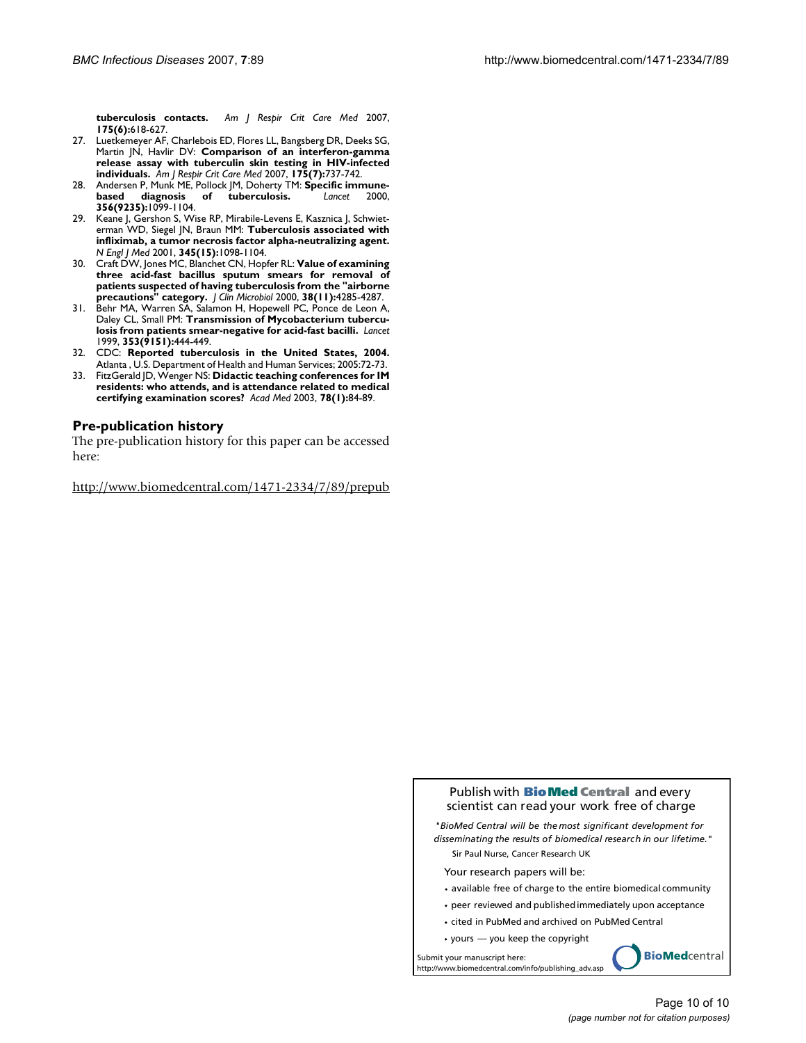**tuberculosis contacts.** *Am J Respir Crit Care Med* 2007, **175(6):**618-627.

27. Luetkemeyer AF, Charlebois ED, Flores LL, Bangsberg DR, Deeks SG, Martin JN, Havlir DV: **Comparison of an interferon-gamma release assay with tuberculin skin testing in HIV-infected individuals.** *Am J Respir Crit Care Med* 2007, **175(7):**737-742.
28. Andersen P, Munk ME, Pollock JM, Doherty TM: **Specific immune-based diagnosis of tuberculosis.** *Lancet* 2000, **356(9235):**1099-1104.
29. Keane J, Gershon S, Wise RP, Mirabile-Levens E, Kasznica J, Schwieterman WD, Siegel JN, Braun MM: **Tuberculosis associated with infliximab, a tumor necrosis factor alpha-neutralizing agent.** *N Engl J Med* 2001, **345(15):**1098-1104.
30. Craft DW, Jones MC, Blanchet CN, Hopfer RL: **Value of examining three acid-fast bacillus sputum smears for removal of patients suspected of having tuberculosis from the "airborne precautions" category.** *J Clin Microbiol* 2000, **38(11):**4285-4287.
31. Behr MA, Warren SA, Salamon H, Hopewell PC, Ponce de Leon A, Daley CL, Small PM: **Transmission of Mycobacterium tuberculosis from patients smear-negative for acid-fast bacilli.** *Lancet* 1999, **353(9151):**444-449.
32. CDC: **Reported tuberculosis in the United States, 2004.** Atlanta , U.S. Department of Health and Human Services; 2005:72-73.
33. FitzGerald JD, Wenger NS: **Didactic teaching conferences for IM residents: who attends, and is attendance related to medical certifying examination scores?** *Acad Med* 2003, **78(1):**84-89.

## Pre-publication history

The pre-publication history for this paper can be accessed here:

http://www.biomedcentral.com/1471-2334/7/89/prepub

Publish with **BioMed Central** and every scientist can read your work free of charge

*"BioMed Central will be the most significant development for disseminating the results of biomedical research in our lifetime."*
Sir Paul Nurse, Cancer Research UK

Your research papers will be:

- available free of charge to the entire biomedical community
- peer reviewed and published immediately upon acceptance
- cited in PubMed and archived on PubMed Central
- yours — you keep the copyright

Submit your manuscript here:
http://www.biomedcentral.com/info/publishing_adv.asp

**BioMed**central